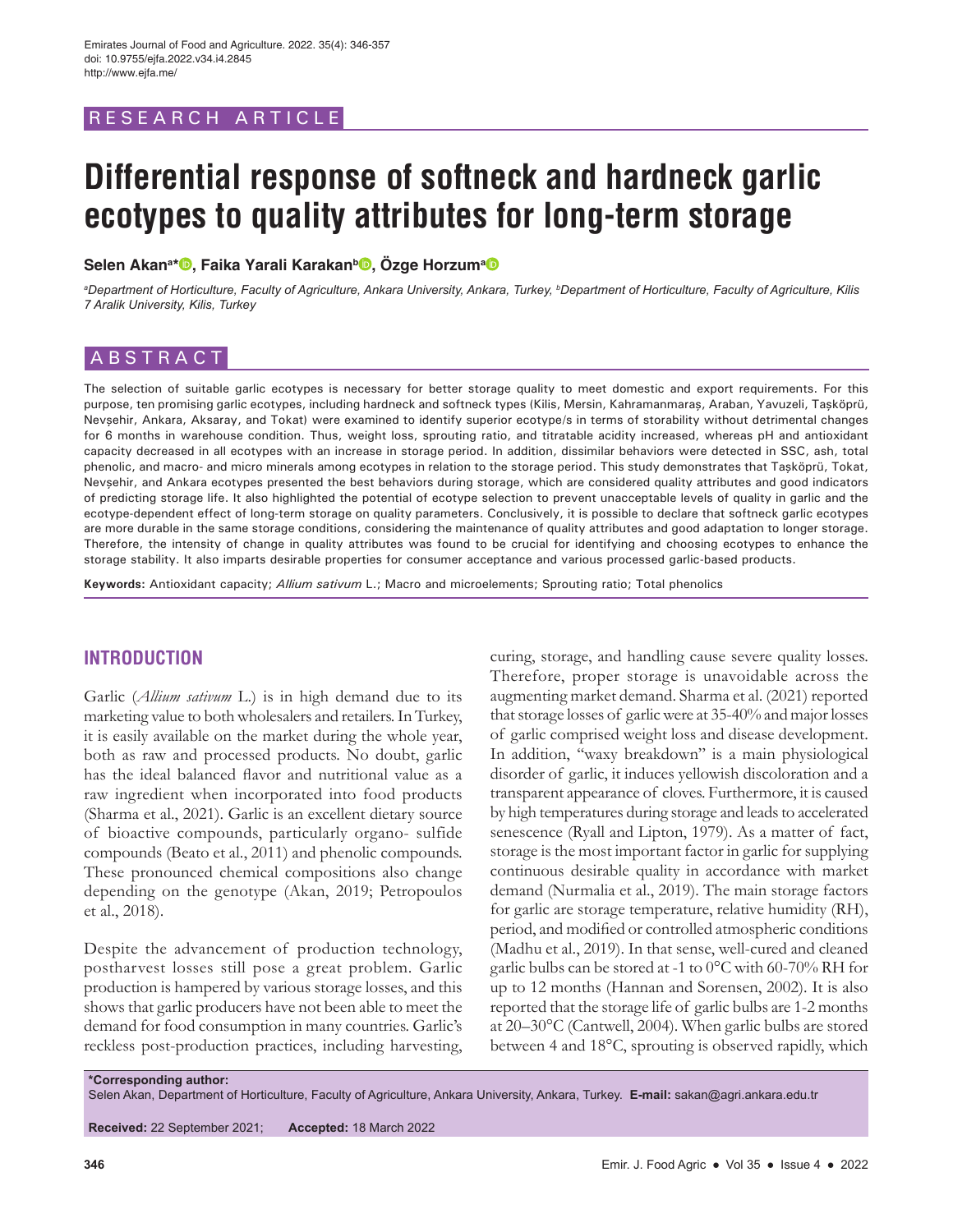RESEARCH ARTICLE

# Differential response of softneck and hardneck garlic ecotypes to quality attributes for long-term storage

**Selen Akan[a]\*, Faika Yarali Karakan[b], Özge Horzum[a]**

*[a]Department of Horticulture, Faculty of Agriculture, Ankara University, Ankara, Turkey, [b]Department of Horticulture, Faculty of Agriculture, Kilis 7 Aralik University, Kilis, Turkey*

## ABSTRACT

The selection of suitable garlic ecotypes is necessary for better storage quality to meet domestic and export requirements. For this purpose, ten promising garlic ecotypes, including hardneck and softneck types (Kilis, Mersin, Kahramanmaraş, Araban, Yavuzeli, Taşköprü, Nevşehir, Ankara, Aksaray, and Tokat) were examined to identify superior ecotype/s in terms of storability without detrimental changes for 6 months in warehouse condition. Thus, weight loss, sprouting ratio, and titratable acidity increased, whereas pH and antioxidant capacity decreased in all ecotypes with an increase in storage period. In addition, dissimilar behaviors were detected in SSC, ash, total phenolic, and macro- and micro minerals among ecotypes in relation to the storage period. This study demonstrates that Taşköprü, Tokat, Nevşehir, and Ankara ecotypes presented the best behaviors during storage, which are considered quality attributes and good indicators of predicting storage life. It also highlighted the potential of ecotype selection to prevent unacceptable levels of quality in garlic and the ecotype-dependent effect of long-term storage on quality parameters. Conclusively, it is possible to declare that softneck garlic ecotypes are more durable in the same storage conditions, considering the maintenance of quality attributes and good adaptation to longer storage. Therefore, the intensity of change in quality attributes was found to be crucial for identifying and choosing ecotypes to enhance the storage stability. It also imparts desirable properties for consumer acceptance and various processed garlic-based products.

**Keywords:** Antioxidant capacity; *Allium sativum* L.; Macro and microelements; Sprouting ratio; Total phenolics

## INTRODUCTION

Garlic (*Allium sativum* L.) is in high demand due to its marketing value to both wholesalers and retailers. In Turkey, it is easily available on the market during the whole year, both as raw and processed products. No doubt, garlic has the ideal balanced flavor and nutritional value as a raw ingredient when incorporated into food products (Sharma et al., 2021). Garlic is an excellent dietary source of bioactive compounds, particularly organo- sulfide compounds (Beato et al., 2011) and phenolic compounds. These pronounced chemical compositions also change depending on the genotype (Akan, 2019; Petropoulos et al., 2018).

Despite the advancement of production technology, postharvest losses still pose a great problem. Garlic production is hampered by various storage losses, and this shows that garlic producers have not been able to meet the demand for food consumption in many countries. Garlic's reckless post-production practices, including harvesting, curing, storage, and handling cause severe quality losses. Therefore, proper storage is unavoidable across the augmenting market demand. Sharma et al. (2021) reported that storage losses of garlic were at 35-40% and major losses of garlic comprised weight loss and disease development. In addition, "waxy breakdown" is a main physiological disorder of garlic, it induces yellowish discoloration and a transparent appearance of cloves. Furthermore, it is caused by high temperatures during storage and leads to accelerated senescence (Ryall and Lipton, 1979). As a matter of fact, storage is the most important factor in garlic for supplying continuous desirable quality in accordance with market demand (Nurmalia et al., 2019). The main storage factors for garlic are storage temperature, relative humidity (RH), period, and modified or controlled atmospheric conditions (Madhu et al., 2019). In that sense, well-cured and cleaned garlic bulbs can be stored at -1 to 0°C with 60-70% RH for up to 12 months (Hannan and Sorensen, 2002). It is also reported that the storage life of garlic bulbs are 1-2 months at 20–30°C (Cantwell, 2004). When garlic bulbs are stored between 4 and 18°C, sprouting is observed rapidly, which

**\*Corresponding author:**
Selen Akan, Department of Horticulture, Faculty of Agriculture, Ankara University, Ankara, Turkey. **E-mail:** sakan@agri.ankara.edu.tr

**Received:** 22 September 2021; **Accepted:** 18 March 2022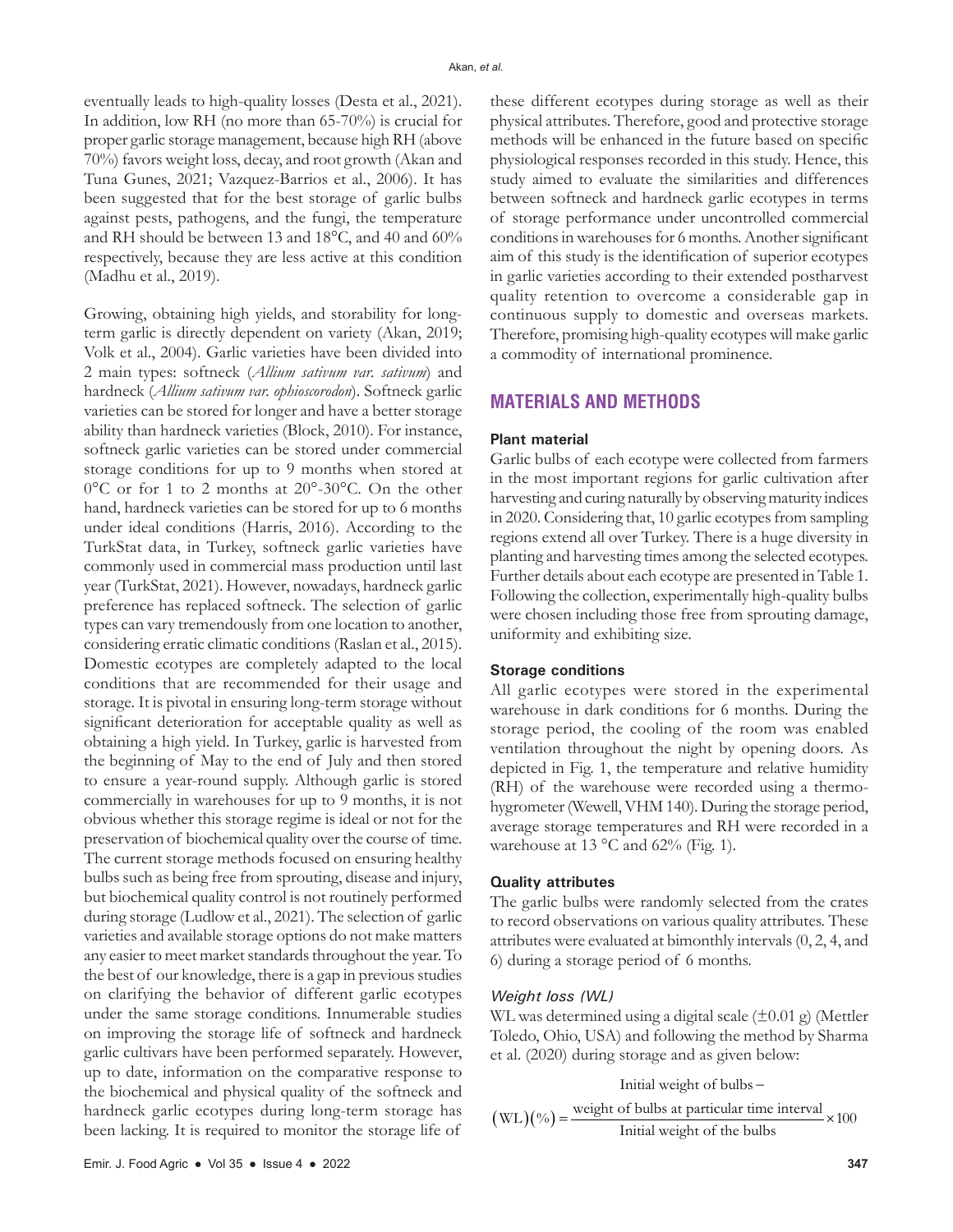eventually leads to high-quality losses (Desta et al., 2021). In addition, low RH (no more than 65-70%) is crucial for proper garlic storage management, because high RH (above 70%) favors weight loss, decay, and root growth (Akan and Tuna Gunes, 2021; Vazquez-Barrios et al., 2006). It has been suggested that for the best storage of garlic bulbs against pests, pathogens, and the fungi, the temperature and RH should be between 13 and 18°C, and 40 and 60% respectively, because they are less active at this condition (Madhu et al., 2019).

Growing, obtaining high yields, and storability for long-term garlic is directly dependent on variety (Akan, 2019; Volk et al., 2004). Garlic varieties have been divided into 2 main types: softneck (*Allium sativum var. sativum*) and hardneck (*Allium sativum var. ophioscorodon*). Softneck garlic varieties can be stored for longer and have a better storage ability than hardneck varieties (Block, 2010). For instance, softneck garlic varieties can be stored under commercial storage conditions for up to 9 months when stored at 0°C or for 1 to 2 months at 20°-30°C. On the other hand, hardneck varieties can be stored for up to 6 months under ideal conditions (Harris, 2016). According to the TurkStat data, in Turkey, softneck garlic varieties have commonly used in commercial mass production until last year (TurkStat, 2021). However, nowadays, hardneck garlic preference has replaced softneck. The selection of garlic types can vary tremendously from one location to another, considering erratic climatic conditions (Raslan et al., 2015). Domestic ecotypes are completely adapted to the local conditions that are recommended for their usage and storage. It is pivotal in ensuring long-term storage without significant deterioration for acceptable quality as well as obtaining a high yield. In Turkey, garlic is harvested from the beginning of May to the end of July and then stored to ensure a year-round supply. Although garlic is stored commercially in warehouses for up to 9 months, it is not obvious whether this storage regime is ideal or not for the preservation of biochemical quality over the course of time. The current storage methods focused on ensuring healthy bulbs such as being free from sprouting, disease and injury, but biochemical quality control is not routinely performed during storage (Ludlow et al., 2021). The selection of garlic varieties and available storage options do not make matters any easier to meet market standards throughout the year. To the best of our knowledge, there is a gap in previous studies on clarifying the behavior of different garlic ecotypes under the same storage conditions. Innumerable studies on improving the storage life of softneck and hardneck garlic cultivars have been performed separately. However, up to date, information on the comparative response to the biochemical and physical quality of the softneck and hardneck garlic ecotypes during long-term storage has been lacking. It is required to monitor the storage life of these different ecotypes during storage as well as their physical attributes. Therefore, good and protective storage methods will be enhanced in the future based on specific physiological responses recorded in this study. Hence, this study aimed to evaluate the similarities and differences between softneck and hardneck garlic ecotypes in terms of storage performance under uncontrolled commercial conditions in warehouses for 6 months. Another significant aim of this study is the identification of superior ecotypes in garlic varieties according to their extended postharvest quality retention to overcome a considerable gap in continuous supply to domestic and overseas markets. Therefore, promising high-quality ecotypes will make garlic a commodity of international prominence.

## MATERIALS AND METHODS

### Plant material

Garlic bulbs of each ecotype were collected from farmers in the most important regions for garlic cultivation after harvesting and curing naturally by observing maturity indices in 2020. Considering that, 10 garlic ecotypes from sampling regions extend all over Turkey. There is a huge diversity in planting and harvesting times among the selected ecotypes. Further details about each ecotype are presented in Table 1. Following the collection, experimentally high-quality bulbs were chosen including those free from sprouting damage, uniformity and exhibiting size.

### Storage conditions

All garlic ecotypes were stored in the experimental warehouse in dark conditions for 6 months. During the storage period, the cooling of the room was enabled ventilation throughout the night by opening doors. As depicted in Fig. 1, the temperature and relative humidity (RH) of the warehouse were recorded using a thermo-hygrometer (Wewell, VHM 140). During the storage period, average storage temperatures and RH were recorded in a warehouse at 13 °C and 62% (Fig. 1).

### Quality attributes

The garlic bulbs were randomly selected from the crates to record observations on various quality attributes. These attributes were evaluated at bimonthly intervals (0, 2, 4, and 6) during a storage period of 6 months.

#### *Weight loss (WL)*

WL was determined using a digital scale (±0.01 g) (Mettler Toledo, Ohio, USA) and following the method by Sharma et al. (2020) during storage and as given below:

$$(\mathrm{WL})(\%) = \frac{\text{Initial weight of bulbs} - \text{weight of bulbs at particular time interval}}{\text{Initial weight of the bulbs}} \times 100$$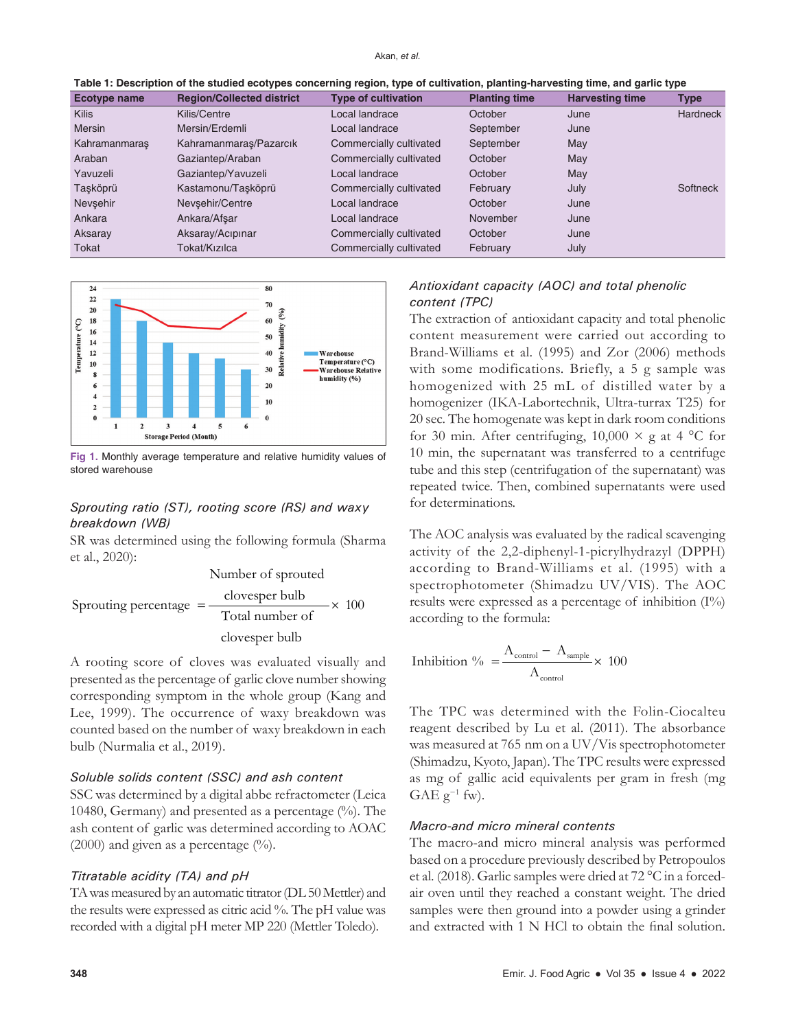**Table 1: Description of the studied ecotypes concerning region, type of cultivation, planting-harvesting time, and garlic type**

| Ecotype name | Region/Collected district | Type of cultivation | Planting time | Harvesting time | Type |
|---|---|---|---|---|---|
| Kilis | Kilis/Centre | Local landrace | October | June | Hardneck |
| Mersin | Mersin/Erdemli | Local landrace | September | June | |
| Kahramanmaraş | Kahramanmaraş/Pazarcık | Commercially cultivated | September | May | |
| Araban | Gaziantep/Araban | Commercially cultivated | October | May | |
| Yavuzeli | Gaziantep/Yavuzeli | Local landrace | October | May | |
| Taşköprü | Kastamonu/Taşköprü | Commercially cultivated | February | July | Softneck |
| Nevşehir | Nevşehir/Centre | Local landrace | October | June | |
| Ankara | Ankara/Afşar | Local landrace | November | June | |
| Aksaray | Aksaray/Acıpınar | Commercially cultivated | October | June | |
| Tokat | Tokat/Kızılca | Commercially cultivated | February | July | |

**Fig 1.** Monthly average temperature and relative humidity values of stored warehouse

### *Sprouting ratio (ST), rooting score (RS) and waxy breakdown (WB)*

SR was determined using the following formula (Sharma et al., 2020):

$$\text{Sprouting percentage} = \frac{\text{Number of sprouted clovesper bulb}}{\text{Total number of clovesper bulb}} \times 100$$

A rooting score of cloves was evaluated visually and presented as the percentage of garlic clove number showing corresponding symptom in the whole group (Kang and Lee, 1999). The occurrence of waxy breakdown was counted based on the number of waxy breakdown in each bulb (Nurmalia et al., 2019).

### *Soluble solids content (SSC) and ash content*

SSC was determined by a digital abbe refractometer (Leica 10480, Germany) and presented as a percentage (%). The ash content of garlic was determined according to AOAC (2000) and given as a percentage (%).

### *Titratable acidity (TA) and pH*

TA was measured by an automatic titrator (DL 50 Mettler) and the results were expressed as citric acid %. The pH value was recorded with a digital pH meter MP 220 (Mettler Toledo).

### *Antioxidant capacity (AOC) and total phenolic content (TPC)*

The extraction of antioxidant capacity and total phenolic content measurement were carried out according to Brand-Williams et al. (1995) and Zor (2006) methods with some modifications. Briefly, a 5 g sample was homogenized with 25 mL of distilled water by a homogenizer (IKA-Labortechnik, Ultra-turrax T25) for 20 sec. The homogenate was kept in dark room conditions for 30 min. After centrifuging, 10,000 × g at 4 °C for 10 min, the supernatant was transferred to a centrifuge tube and this step (centrifugation of the supernatant) was repeated twice. Then, combined supernatants were used for determinations.

The AOC analysis was evaluated by the radical scavenging activity of the 2,2-diphenyl-1-picrylhydrazyl (DPPH) according to Brand-Williams et al. (1995) with a spectrophotometer (Shimadzu UV/VIS). The AOC results were expressed as a percentage of inhibition (I%) according to the formula:

$$\text{Inhibition } \% = \frac{A_{\text{control}} - A_{\text{sample}}}{A_{\text{control}}} \times 100$$

The TPC was determined with the Folin-Ciocalteu reagent described by Lu et al. (2011). The absorbance was measured at 765 nm on a UV/Vis spectrophotometer (Shimadzu, Kyoto, Japan). The TPC results were expressed as mg of gallic acid equivalents per gram in fresh (mg GAE $g^{-1}$ fw).

### *Macro-and micro mineral contents*

The macro-and micro mineral analysis was performed based on a procedure previously described by Petropoulos et al. (2018). Garlic samples were dried at 72 °C in a forced-air oven until they reached a constant weight. The dried samples were then ground into a powder using a grinder and extracted with 1 N HCl to obtain the final solution.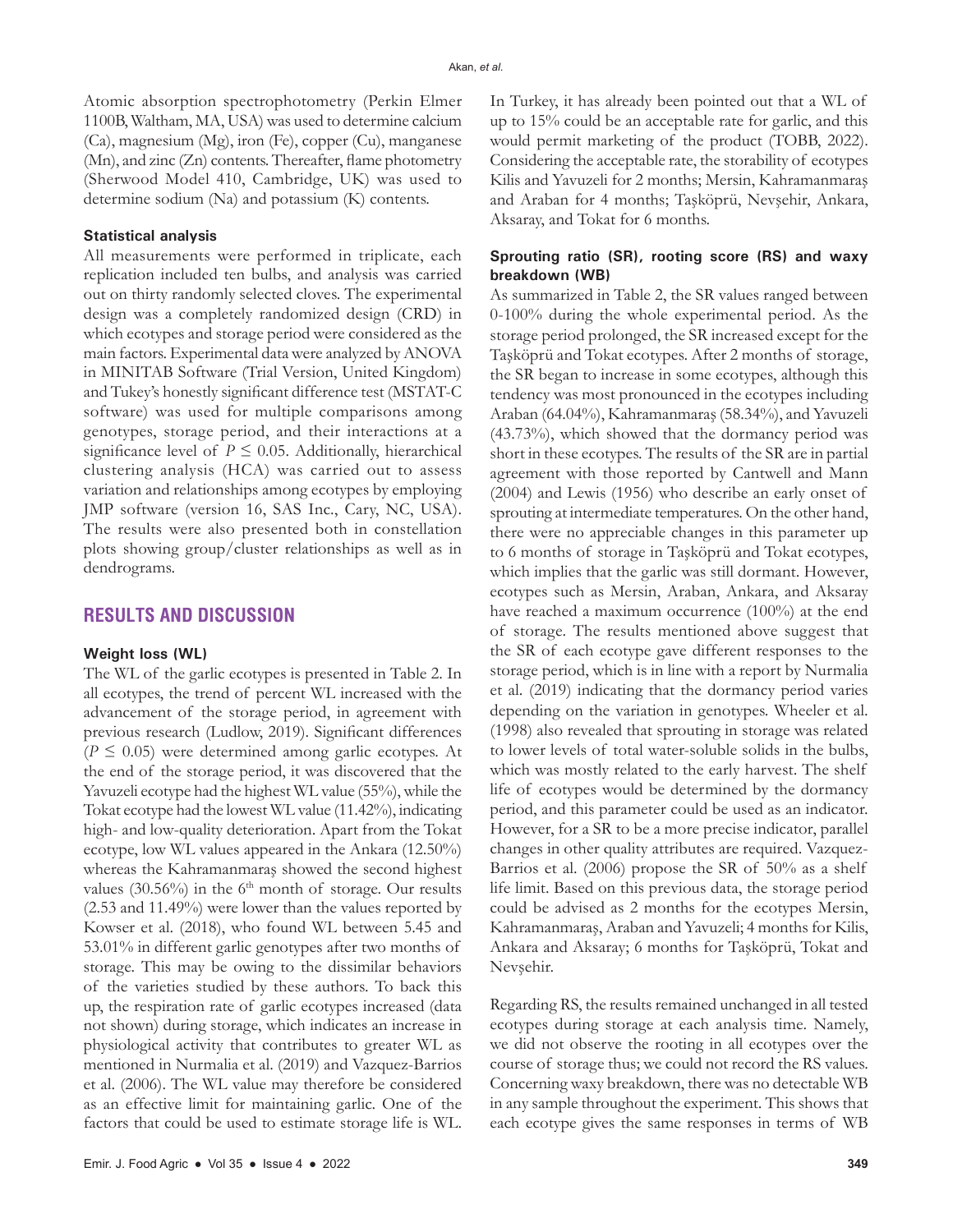Atomic absorption spectrophotometry (Perkin Elmer 1100B, Waltham, MA, USA) was used to determine calcium (Ca), magnesium (Mg), iron (Fe), copper (Cu), manganese (Mn), and zinc (Zn) contents. Thereafter, flame photometry (Sherwood Model 410, Cambridge, UK) was used to determine sodium (Na) and potassium (K) contents.

### Statistical analysis

All measurements were performed in triplicate, each replication included ten bulbs, and analysis was carried out on thirty randomly selected cloves. The experimental design was a completely randomized design (CRD) in which ecotypes and storage period were considered as the main factors. Experimental data were analyzed by ANOVA in MINITAB Software (Trial Version, United Kingdom) and Tukey's honestly significant difference test (MSTAT-C software) was used for multiple comparisons among genotypes, storage period, and their interactions at a significance level of $P \leq 0.05$. Additionally, hierarchical clustering analysis (HCA) was carried out to assess variation and relationships among ecotypes by employing JMP software (version 16, SAS Inc., Cary, NC, USA). The results were also presented both in constellation plots showing group/cluster relationships as well as in dendrograms.

## RESULTS AND DISCUSSION

### Weight loss (WL)

The WL of the garlic ecotypes is presented in Table 2. In all ecotypes, the trend of percent WL increased with the advancement of the storage period, in agreement with previous research (Ludlow, 2019). Significant differences ($P \leq 0.05$) were determined among garlic ecotypes. At the end of the storage period, it was discovered that the Yavuzeli ecotype had the highest WL value (55%), while the Tokat ecotype had the lowest WL value (11.42%), indicating high- and low-quality deterioration. Apart from the Tokat ecotype, low WL values appeared in the Ankara (12.50%) whereas the Kahramanmaraş showed the second highest values (30.56%) in the 6th month of storage. Our results (2.53 and 11.49%) were lower than the values reported by Kowser et al. (2018), who found WL between 5.45 and 53.01% in different garlic genotypes after two months of storage. This may be owing to the dissimilar behaviors of the varieties studied by these authors. To back this up, the respiration rate of garlic ecotypes increased (data not shown) during storage, which indicates an increase in physiological activity that contributes to greater WL as mentioned in Nurmalia et al. (2019) and Vazquez-Barrios et al. (2006). The WL value may therefore be considered as an effective limit for maintaining garlic. One of the factors that could be used to estimate storage life is WL. In Turkey, it has already been pointed out that a WL of up to 15% could be an acceptable rate for garlic, and this would permit marketing of the product (TOBB, 2022). Considering the acceptable rate, the storability of ecotypes Kilis and Yavuzeli for 2 months; Mersin, Kahramanmaraş and Araban for 4 months; Taşköprü, Nevşehir, Ankara, Aksaray, and Tokat for 6 months.

### Sprouting ratio (SR), rooting score (RS) and waxy breakdown (WB)

As summarized in Table 2, the SR values ranged between 0-100% during the whole experimental period. As the storage period prolonged, the SR increased except for the Taşköprü and Tokat ecotypes. After 2 months of storage, the SR began to increase in some ecotypes, although this tendency was most pronounced in the ecotypes including Araban (64.04%), Kahramanmaraş (58.34%), and Yavuzeli (43.73%), which showed that the dormancy period was short in these ecotypes. The results of the SR are in partial agreement with those reported by Cantwell and Mann (2004) and Lewis (1956) who describe an early onset of sprouting at intermediate temperatures. On the other hand, there were no appreciable changes in this parameter up to 6 months of storage in Taşköprü and Tokat ecotypes, which implies that the garlic was still dormant. However, ecotypes such as Mersin, Araban, Ankara, and Aksaray have reached a maximum occurrence (100%) at the end of storage. The results mentioned above suggest that the SR of each ecotype gave different responses to the storage period, which is in line with a report by Nurmalia et al. (2019) indicating that the dormancy period varies depending on the variation in genotypes. Wheeler et al. (1998) also revealed that sprouting in storage was related to lower levels of total water-soluble solids in the bulbs, which was mostly related to the early harvest. The shelf life of ecotypes would be determined by the dormancy period, and this parameter could be used as an indicator. However, for a SR to be a more precise indicator, parallel changes in other quality attributes are required. Vazquez-Barrios et al. (2006) propose the SR of 50% as a shelf life limit. Based on this previous data, the storage period could be advised as 2 months for the ecotypes Mersin, Kahramanmaraş, Araban and Yavuzeli; 4 months for Kilis, Ankara and Aksaray; 6 months for Taşköprü, Tokat and Nevşehir.

Regarding RS, the results remained unchanged in all tested ecotypes during storage at each analysis time. Namely, we did not observe the rooting in all ecotypes over the course of storage thus; we could not record the RS values. Concerning waxy breakdown, there was no detectable WB in any sample throughout the experiment. This shows that each ecotype gives the same responses in terms of WB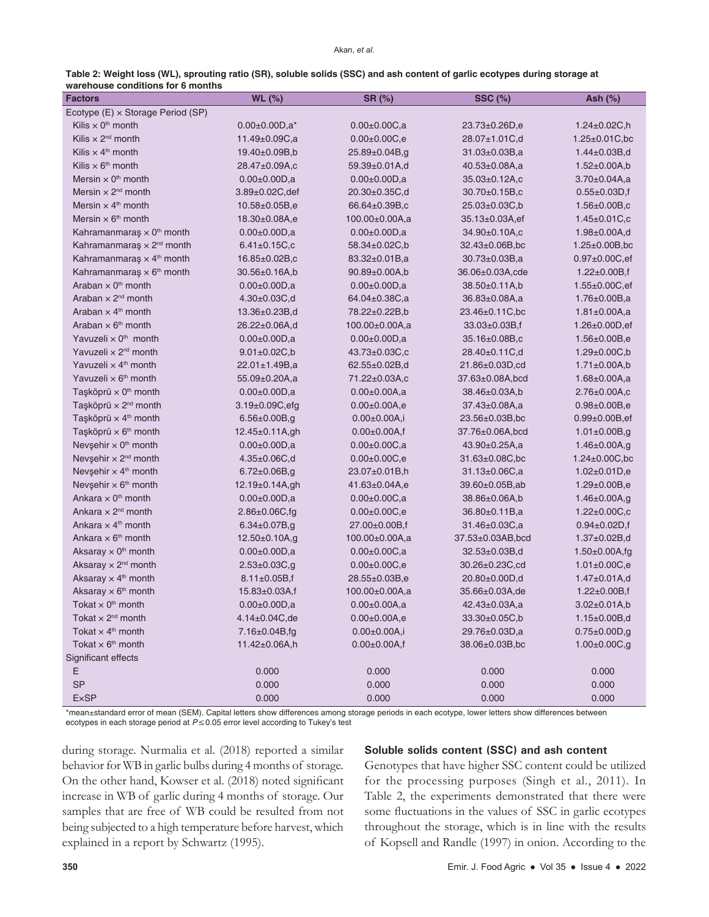**Table 2: Weight loss (WL), sprouting ratio (SR), soluble solids (SSC) and ash content of garlic ecotypes during storage at warehouse conditions for 6 months**

| Factors | WL (%) | SR (%) | SSC (%) | Ash (%) |
|---|---|---|---|---|
| Ecotype (E) × Storage Period (SP) | | | | |
| Kilis × 0th month | 0.00±0.00D,a* | 0.00±0.00C,a | 23.73±0.26D,e | 1.24±0.02C,h |
| Kilis × 2nd month | 11.49±0.09C,a | 0.00±0.00C,e | 28.07±1.01C,d | 1.25±0.01C,bc |
| Kilis × 4th month | 19.40±0.09B,b | 25.89±0.04B,g | 31.03±0.03B,a | 1.44±0.03B,d |
| Kilis × 6th month | 28.47±0.09A,c | 59.39±0.01A,d | 40.53±0.08A,a | 1.52±0.00A,b |
| Mersin × 0th month | 0.00±0.00D,a | 0.00±0.00D,a | 35.03±0.12A,c | 3.70±0.04A,a |
| Mersin × 2nd month | 3.89±0.02C,def | 20.30±0.35C,d | 30.70±0.15B,c | 0.55±0.03D,f |
| Mersin × 4th month | 10.58±0.05B,e | 66.64±0.39B,c | 25.03±0.03C,b | 1.56±0.00B,c |
| Mersin × 6th month | 18.30±0.08A,e | 100.00±0.00A,a | 35.13±0.03A,ef | 1.45±0.01C,c |
| Kahramanmaraş × 0th month | 0.00±0.00D,a | 0.00±0.00D,a | 34.90±0.10A,c | 1.98±0.00A,d |
| Kahramanmaraş × 2nd month | 6.41±0.15C,c | 58.34±0.02C,b | 32.43±0.06B,bc | 1.25±0.00B,bc |
| Kahramanmaraş × 4th month | 16.85±0.02B,c | 83.32±0.01B,a | 30.73±0.03B,a | 0.97±0.00C,ef |
| Kahramanmaraş × 6th month | 30.56±0.16A,b | 90.89±0.00A,b | 36.06±0.03A,cde | 1.22±0.00B,f |
| Araban × 0th month | 0.00±0.00D,a | 0.00±0.00D,a | 38.50±0.11A,b | 1.55±0.00C,ef |
| Araban × 2nd month | 4.30±0.03C,d | 64.04±0.38C,a | 36.83±0.08A,a | 1.76±0.00B,a |
| Araban × 4th month | 13.36±0.23B,d | 78.22±0.22B,b | 23.46±0.11C,bc | 1.81±0.00A,a |
| Araban × 6th month | 26.22±0.06A,d | 100.00±0.00A,a | 33.03±0.03B,f | 1.26±0.00D,ef |
| Yavuzeli × 0th month | 0.00±0.00D,a | 0.00±0.00D,a | 35.16±0.08B,c | 1.56±0.00B,e |
| Yavuzeli × 2nd month | 9.01±0.02C,b | 43.73±0.03C,c | 28.40±0.11C,d | 1.29±0.00C,b |
| Yavuzeli × 4th month | 22.01±1.49B,a | 62.55±0.02B,d | 21.86±0.03D,cd | 1.71±0.00A,b |
| Yavuzeli × 6th month | 55.09±0.20A,a | 71.22±0.03A,c | 37.63±0.08A,bcd | 1.68±0.00A,a |
| Taşköprü × 0th month | 0.00±0.00D,a | 0.00±0.00A,a | 38.46±0.03A,b | 2.76±0.00A,c |
| Taşköprü × 2nd month | 3.19±0.09C,efg | 0.00±0.00A,e | 37.43±0.08A,a | 0.98±0.00B,e |
| Taşköprü × 4th month | 6.56±0.00B,g | 0.00±0.00A,i | 23.56±0.03B,bc | 0.99±0.00B,ef |
| Taşköprü × 6th month | 12.45±0.11A,gh | 0.00±0.00A,f | 37.76±0.06A,bcd | 1.01±0.00B,g |
| Nevşehir × 0th month | 0.00±0.00D,a | 0.00±0.00C,a | 43.90±0.25A,a | 1.46±0.00A,g |
| Nevşehir × 2nd month | 4.35±0.06C,d | 0.00±0.00C,e | 31.63±0.08C,bc | 1.24±0.00C,bc |
| Nevşehir × 4th month | 6.72±0.06B,g | 23.07±0.01B,h | 31.13±0.06C,a | 1.02±0.01D,e |
| Nevşehir × 6th month | 12.19±0.14A,gh | 41.63±0.04A,e | 39.60±0.05B,ab | 1.29±0.00B,e |
| Ankara × 0th month | 0.00±0.00D,a | 0.00±0.00C,a | 38.86±0.06A,b | 1.46±0.00A,g |
| Ankara × 2nd month | 2.86±0.06C,fg | 0.00±0.00C,e | 36.80±0.11B,a | 1.22±0.00C,c |
| Ankara × 4th month | 6.34±0.07B,g | 27.00±0.00B,f | 31.46±0.03C,a | 0.94±0.02D,f |
| Ankara × 6th month | 12.50±0.10A,g | 100.00±0.00A,a | 37.53±0.03AB,bcd | 1.37±0.02B,d |
| Aksaray × 0th month | 0.00±0.00D,a | 0.00±0.00C,a | 32.53±0.03B,d | 1.50±0.00A,fg |
| Aksaray × 2nd month | 2.53±0.03C,g | 0.00±0.00C,e | 30.26±0.23C,cd | 1.01±0.00C,e |
| Aksaray × 4th month | 8.11±0.05B,f | 28.55±0.03B,e | 20.80±0.00D,d | 1.47±0.01A,d |
| Aksaray × 6th month | 15.83±0.03A,f | 100.00±0.00A,a | 35.66±0.03A,de | 1.22±0.00B,f |
| Tokat × 0th month | 0.00±0.00D,a | 0.00±0.00A,a | 42.43±0.03A,a | 3.02±0.01A,b |
| Tokat × 2nd month | 4.14±0.04C,de | 0.00±0.00A,e | 33.30±0.05C,b | 1.15±0.00B,d |
| Tokat × 4th month | 7.16±0.04B,fg | 0.00±0.00A,i | 29.76±0.03D,a | 0.75±0.00D,g |
| Tokat × 6th month | 11.42±0.06A,h | 0.00±0.00A,f | 38.06±0.03B,bc | 1.00±0.00C,g |
| Significant effects | | | | |
| E | 0.000 | 0.000 | 0.000 | 0.000 |
| SP | 0.000 | 0.000 | 0.000 | 0.000 |
| E×SP | 0.000 | 0.000 | 0.000 | 0.000 |

*mean±standard error of mean (SEM). Capital letters show differences among storage periods in each ecotype, lower letters show differences between ecotypes in each storage period at $P \leq 0.05$ error level according to Tukey's test

during storage. Nurmalia et al. (2018) reported a similar behavior for WB in garlic bulbs during 4 months of storage. On the other hand, Kowser et al. (2018) noted significant increase in WB of garlic during 4 months of storage. Our samples that are free of WB could be resulted from not being subjected to a high temperature before harvest, which explained in a report by Schwartz (1995).

### Soluble solids content (SSC) and ash content

Genotypes that have higher SSC content could be utilized for the processing purposes (Singh et al., 2011). In Table 2, the experiments demonstrated that there were some fluctuations in the values of SSC in garlic ecotypes throughout the storage, which is in line with the results of Kopsell and Randle (1997) in onion. According to the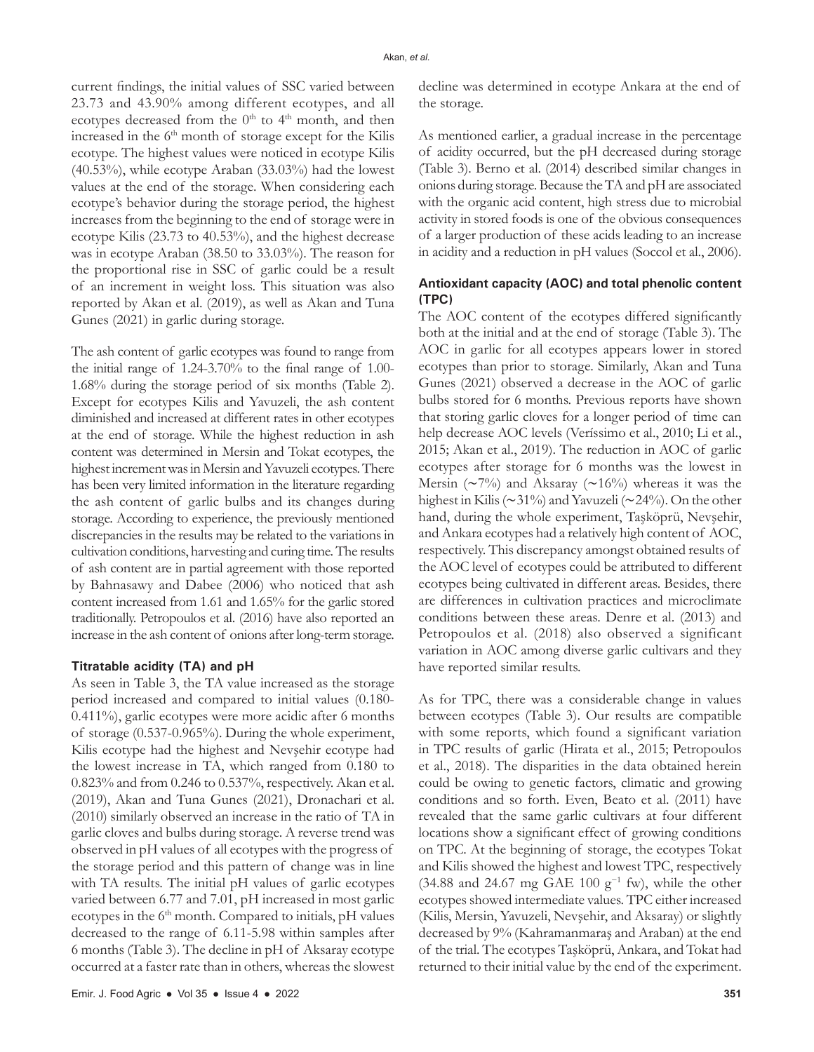current findings, the initial values of SSC varied between 23.73 and 43.90% among different ecotypes, and all ecotypes decreased from the 0th to 4th month, and then increased in the 6th month of storage except for the Kilis ecotype. The highest values were noticed in ecotype Kilis (40.53%), while ecotype Araban (33.03%) had the lowest values at the end of the storage. When considering each ecotype's behavior during the storage period, the highest increases from the beginning to the end of storage were in ecotype Kilis (23.73 to 40.53%), and the highest decrease was in ecotype Araban (38.50 to 33.03%). The reason for the proportional rise in SSC of garlic could be a result of an increment in weight loss. This situation was also reported by Akan et al. (2019), as well as Akan and Tuna Gunes (2021) in garlic during storage.

The ash content of garlic ecotypes was found to range from the initial range of 1.24-3.70% to the final range of 1.00-1.68% during the storage period of six months (Table 2). Except for ecotypes Kilis and Yavuzeli, the ash content diminished and increased at different rates in other ecotypes at the end of storage. While the highest reduction in ash content was determined in Mersin and Tokat ecotypes, the highest increment was in Mersin and Yavuzeli ecotypes. There has been very limited information in the literature regarding the ash content of garlic bulbs and its changes during storage. According to experience, the previously mentioned discrepancies in the results may be related to the variations in cultivation conditions, harvesting and curing time. The results of ash content are in partial agreement with those reported by Bahnasawy and Dabee (2006) who noticed that ash content increased from 1.61 and 1.65% for the garlic stored traditionally. Petropoulos et al. (2016) have also reported an increase in the ash content of onions after long-term storage.

### Titratable acidity (TA) and pH

As seen in Table 3, the TA value increased as the storage period increased and compared to initial values (0.180-0.411%), garlic ecotypes were more acidic after 6 months of storage (0.537-0.965%). During the whole experiment, Kilis ecotype had the highest and Nevşehir ecotype had the lowest increase in TA, which ranged from 0.180 to 0.823% and from 0.246 to 0.537%, respectively. Akan et al. (2019), Akan and Tuna Gunes (2021), Dronachari et al. (2010) similarly observed an increase in the ratio of TA in garlic cloves and bulbs during storage. A reverse trend was observed in pH values of all ecotypes with the progress of the storage period and this pattern of change was in line with TA results. The initial pH values of garlic ecotypes varied between 6.77 and 7.01, pH increased in most garlic ecotypes in the 6th month. Compared to initials, pH values decreased to the range of 6.11-5.98 within samples after 6 months (Table 3). The decline in pH of Aksaray ecotype occurred at a faster rate than in others, whereas the slowest decline was determined in ecotype Ankara at the end of the storage.

As mentioned earlier, a gradual increase in the percentage of acidity occurred, but the pH decreased during storage (Table 3). Berno et al. (2014) described similar changes in onions during storage. Because the TA and pH are associated with the organic acid content, high stress due to microbial activity in stored foods is one of the obvious consequences of a larger production of these acids leading to an increase in acidity and a reduction in pH values (Soccol et al., 2006).

### Antioxidant capacity (AOC) and total phenolic content (TPC)

The AOC content of the ecotypes differed significantly both at the initial and at the end of storage (Table 3). The AOC in garlic for all ecotypes appears lower in stored ecotypes than prior to storage. Similarly, Akan and Tuna Gunes (2021) observed a decrease in the AOC of garlic bulbs stored for 6 months. Previous reports have shown that storing garlic cloves for a longer period of time can help decrease AOC levels (Veríssimo et al., 2010; Li et al., 2015; Akan et al., 2019). The reduction in AOC of garlic ecotypes after storage for 6 months was the lowest in Mersin (~7%) and Aksaray (~16%) whereas it was the highest in Kilis (~31%) and Yavuzeli (~24%). On the other hand, during the whole experiment, Taşköprü, Nevşehir, and Ankara ecotypes had a relatively high content of AOC, respectively. This discrepancy amongst obtained results of the AOC level of ecotypes could be attributed to different ecotypes being cultivated in different areas. Besides, there are differences in cultivation practices and microclimate conditions between these areas. Denre et al. (2013) and Petropoulos et al. (2018) also observed a significant variation in AOC among diverse garlic cultivars and they have reported similar results.

As for TPC, there was a considerable change in values between ecotypes (Table 3). Our results are compatible with some reports, which found a significant variation in TPC results of garlic (Hirata et al., 2015; Petropoulos et al., 2018). The disparities in the data obtained herein could be owing to genetic factors, climatic and growing conditions and so forth. Even, Beato et al. (2011) have revealed that the same garlic cultivars at four different locations show a significant effect of growing conditions on TPC. At the beginning of storage, the ecotypes Tokat and Kilis showed the highest and lowest TPC, respectively (34.88 and 24.67 mg GAE 100 $g^{-1}$ fw), while the other ecotypes showed intermediate values. TPC either increased (Kilis, Mersin, Yavuzeli, Nevşehir, and Aksaray) or slightly decreased by 9% (Kahramanmaraş and Araban) at the end of the trial. The ecotypes Taşköprü, Ankara, and Tokat had returned to their initial value by the end of the experiment.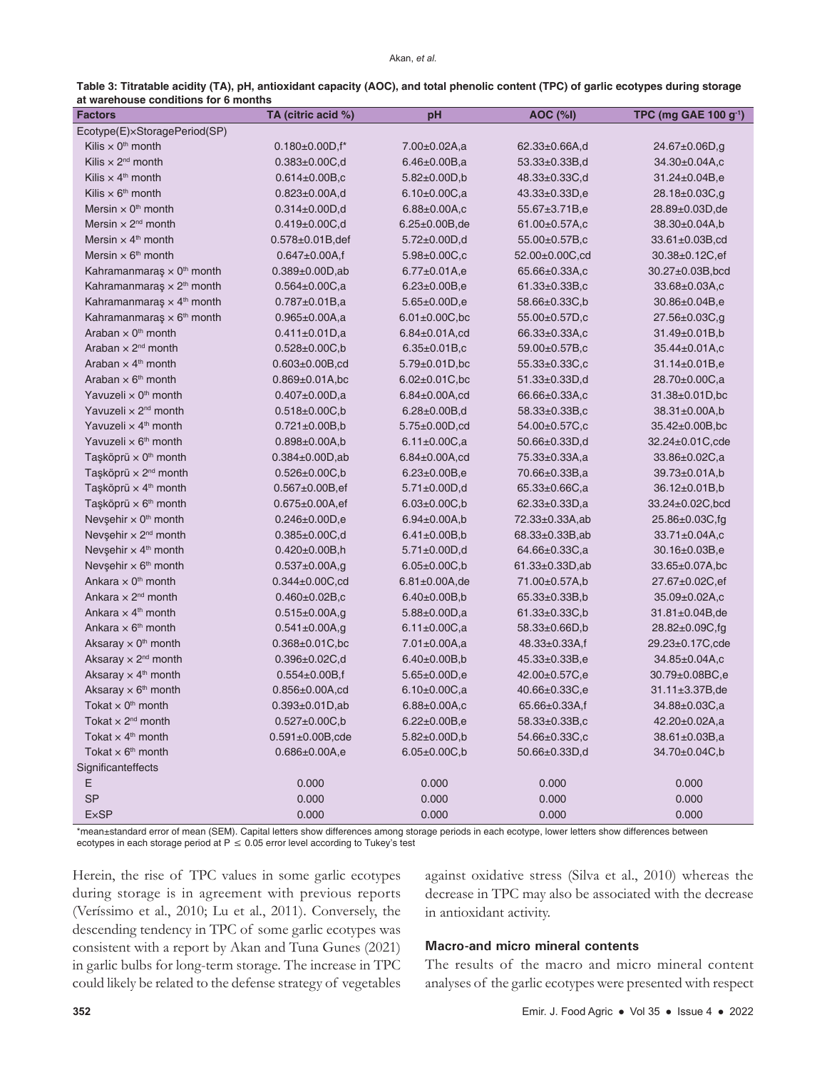**Table 3: Titratable acidity (TA), pH, antioxidant capacity (AOC), and total phenolic content (TPC) of garlic ecotypes during storage at warehouse conditions for 6 months**

| Factors | TA (citric acid %) | pH | AOC (%I) | TPC (mg GAE 100 g$^{-1}$) |
|---|---|---|---|---|
| Ecotype(E)×StoragePeriod(SP) | | | | |
| Kilis × 0th month | 0.180±0.00D,f* | 7.00±0.02A,a | 62.33±0.66A,d | 24.67±0.06D,g |
| Kilis × 2nd month | 0.383±0.00C,d | 6.46±0.00B,a | 53.33±0.33B,d | 34.30±0.04A,c |
| Kilis × 4th month | 0.614±0.00B,c | 5.82±0.00D,b | 48.33±0.33C,d | 31.24±0.04B,e |
| Kilis × 6th month | 0.823±0.00A,d | 6.10±0.00C,a | 43.33±0.33D,e | 28.18±0.03C,g |
| Mersin × 0th month | 0.314±0.00D,d | 6.88±0.00A,c | 55.67±3.71B,e | 28.89±0.03D,de |
| Mersin × 2nd month | 0.419±0.00C,d | 6.25±0.00B,de | 61.00±0.57A,c | 38.30±0.04A,b |
| Mersin × 4th month | 0.578±0.01B,def | 5.72±0.00D,d | 55.00±0.57B,c | 33.61±0.03B,cd |
| Mersin × 6th month | 0.647±0.00A,f | 5.98±0.00C,c | 52.00±0.00C,cd | 30.38±0.12C,ef |
| Kahramanmaraş × 0th month | 0.389±0.00D,ab | 6.77±0.01A,e | 65.66±0.33A,c | 30.27±0.03B,bcd |
| Kahramanmaraş × 2nd month | 0.564±0.00C,a | 6.23±0.00B,e | 61.33±0.33B,c | 33.68±0.03A,c |
| Kahramanmaraş × 4th month | 0.787±0.01B,a | 5.65±0.00D,e | 58.66±0.33C,b | 30.86±0.04B,e |
| Kahramanmaraş × 6th month | 0.965±0.00A,a | 6.01±0.00C,bc | 55.00±0.57D,c | 27.56±0.03C,g |
| Araban × 0th month | 0.411±0.01D,a | 6.84±0.01A,cd | 66.33±0.33A,c | 31.49±0.01B,b |
| Araban × 2nd month | 0.528±0.00C,b | 6.35±0.01B,c | 59.00±0.57B,c | 35.44±0.01A,c |
| Araban × 4th month | 0.603±0.00B,cd | 5.79±0.01D,bc | 55.33±0.33C,c | 31.14±0.01B,e |
| Araban × 6th month | 0.869±0.01A,bc | 6.02±0.01C,bc | 51.33±0.33D,d | 28.70±0.00C,a |
| Yavuzeli × 0th month | 0.407±0.00D,a | 6.84±0.00A,cd | 66.66±0.33A,c | 31.38±0.01D,bc |
| Yavuzeli × 2nd month | 0.518±0.00C,b | 6.28±0.00B,d | 58.33±0.33B,c | 38.31±0.00A,b |
| Yavuzeli × 4th month | 0.721±0.00B,b | 5.75±0.00D,cd | 54.00±0.57C,c | 35.42±0.00B,bc |
| Yavuzeli × 6th month | 0.898±0.00A,b | 6.11±0.00C,a | 50.66±0.33D,d | 32.24±0.01C,cde |
| Taşköprü × 0th month | 0.384±0.00D,ab | 6.84±0.00A,cd | 75.33±0.33A,a | 33.86±0.02C,a |
| Taşköprü × 2nd month | 0.526±0.00C,b | 6.23±0.00B,e | 70.66±0.33B,a | 39.73±0.01A,b |
| Taşköprü × 4th month | 0.567±0.00B,ef | 5.71±0.00D,d | 65.33±0.66C,a | 36.12±0.01B,b |
| Taşköprü × 6th month | 0.675±0.00A,ef | 6.03±0.00C,b | 62.33±0.33D,a | 33.24±0.02C,bcd |
| Nevşehir × 0th month | 0.246±0.00D,e | 6.94±0.00A,b | 72.33±0.33A,ab | 25.86±0.03C,fg |
| Nevşehir × 2nd month | 0.385±0.00C,d | 6.41±0.00B,b | 68.33±0.33B,ab | 33.71±0.04A,c |
| Nevşehir × 4th month | 0.420±0.00B,h | 5.71±0.00D,d | 64.66±0.33C,a | 30.16±0.03B,e |
| Nevşehir × 6th month | 0.537±0.00A,g | 6.05±0.00C,b | 61.33±0.33D,ab | 33.65±0.07A,bc |
| Ankara × 0th month | 0.344±0.00C,cd | 6.81±0.00A,de | 71.00±0.57A,b | 27.67±0.02C,ef |
| Ankara × 2nd month | 0.460±0.02B,c | 6.40±0.00B,b | 65.33±0.33B,b | 35.09±0.02A,c |
| Ankara × 4th month | 0.515±0.00A,g | 5.88±0.00D,a | 61.33±0.33C,b | 31.81±0.04B,de |
| Ankara × 6th month | 0.541±0.00A,g | 6.11±0.00C,a | 58.33±0.66D,b | 28.82±0.09C,fg |
| Aksaray × 0th month | 0.368±0.01C,bc | 7.01±0.00A,a | 48.33±0.33A,f | 29.23±0.17C,cde |
| Aksaray × 2nd month | 0.396±0.02C,d | 6.40±0.00B,b | 45.33±0.33B,e | 34.85±0.04A,c |
| Aksaray × 4th month | 0.554±0.00B,f | 5.65±0.00D,e | 42.00±0.57C,e | 30.79±0.08BC,e |
| Aksaray × 6th month | 0.856±0.00A,cd | 6.10±0.00C,a | 40.66±0.33C,e | 31.11±3.37B,de |
| Tokat × 0th month | 0.393±0.01D,ab | 6.88±0.00A,c | 65.66±0.33A,f | 34.88±0.03C,a |
| Tokat × 2nd month | 0.527±0.00C,b | 6.22±0.00B,e | 58.33±0.33B,c | 42.20±0.02A,a |
| Tokat × 4th month | 0.591±0.00B,cde | 5.82±0.00D,b | 54.66±0.33C,c | 38.61±0.03B,a |
| Tokat × 6th month | 0.686±0.00A,e | 6.05±0.00C,b | 50.66±0.33D,d | 34.70±0.04C,b |
| Significanteffects | | | | |
| E | 0.000 | 0.000 | 0.000 | 0.000 |
| SP | 0.000 | 0.000 | 0.000 | 0.000 |
| E×SP | 0.000 | 0.000 | 0.000 | 0.000 |

*mean±standard error of mean (SEM). Capital letters show differences among storage periods in each ecotype, lower letters show differences between ecotypes in each storage period at P ≤ 0.05 error level according to Tukey's test

Herein, the rise of TPC values in some garlic ecotypes during storage is in agreement with previous reports (Veríssimo et al., 2010; Lu et al., 2011). Conversely, the descending tendency in TPC of some garlic ecotypes was consistent with a report by Akan and Tuna Gunes (2021) in garlic bulbs for long-term storage. The increase in TPC could likely be related to the defense strategy of vegetables against oxidative stress (Silva et al., 2010) whereas the decrease in TPC may also be associated with the decrease in antioxidant activity.

### Macro-and micro mineral contents

The results of the macro and micro mineral content analyses of the garlic ecotypes were presented with respect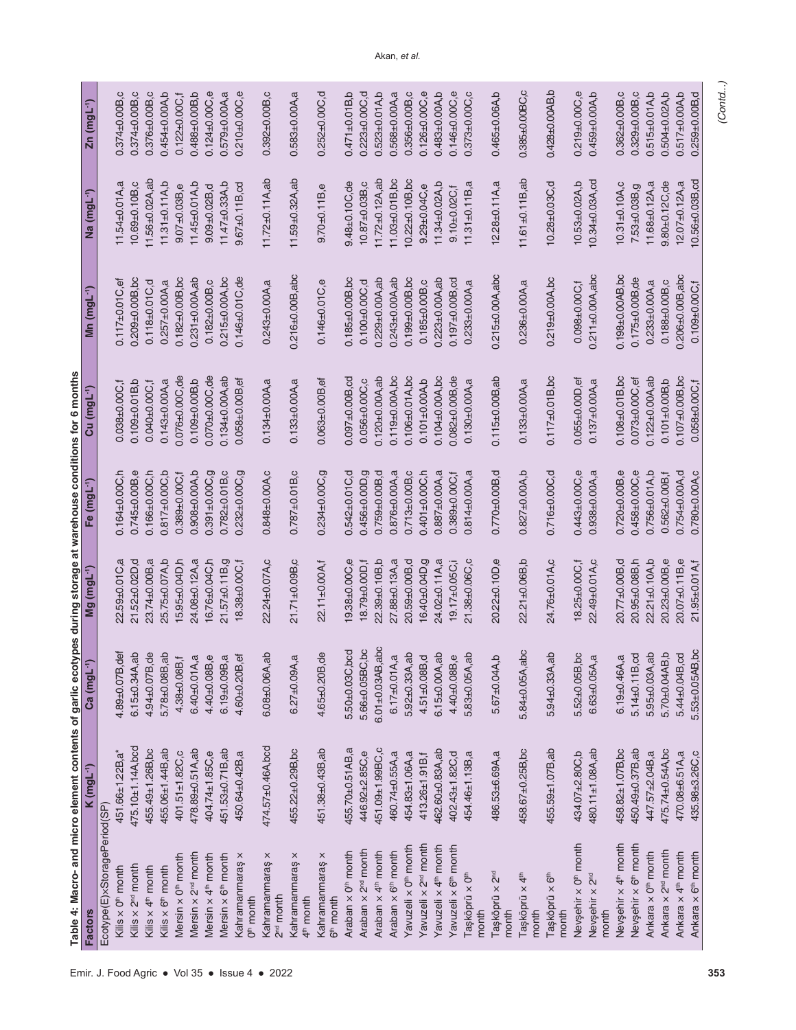**Table 4: Macro- and micro element contents of garlic ecotypes during storage at warehouse conditions for 6 months**

| Factors | K (mgL$^{-1}$) | Ca (mgL$^{-1}$) | Mg (mgL$^{-1}$) | Fe (mgL$^{-1}$) | Cu (mgL$^{-1}$) | Mn (mgL$^{-1}$) | Na (mgL$^{-1}$) | Zn (mgL$^{-1}$) |
|---|---|---|---|---|---|---|---|---|
| Ecotype(E)×StoragePeriod(SP) | | | | | | | | |
| Kilis × 0$^{th}$ month | 451.66±1.22B,a* | 4.89±0.07B,def | 22.59±0.01C,a | 0.164±0.00C,h | 0.038±0.00C,f | 0.117±0.01C,ef | 11.54±0.01A,a | 0.374±0.00B,c |
| Kilis × 2$^{nd}$ month | 475.10±1.14A,bcd | 6.15±0.34A,ab | 21.52±0.02D,d | 0.745±0.00B,e | 0.109±0.01B,b | 0.209±0.00B,bc | 10.69±0.10B,c | 0.374±0.00B,c |
| Kilis × 4$^{th}$ month | 455.49±1.26B,bc | 4.94±0.07B,de | 23.74±0.00B,a | 0.166±0.00C,h | 0.040±0.00C,f | 0.118±0.01C,d | 11.56±0.02A,ab | 0.376±0.00B,c |
| Kilis × 6$^{th}$ month | 455.06±1.44B,ab | 5.78±0.08B,ab | 25.75±0.07A,b | 0.817±0.00C,b | 0.143±0.00A,a | 0.257±0.00A,a | 11.31±0.11A,b | 0.454±0.00A,b |
| Mersin × 0$^{th}$ month | 401.51±1.82C,c | 4.38±0.08B,f | 15.95±0.04D,h | 0.389±0.00C,f | 0.076±0.00C,de | 0.182±0.00B,bc | 9.07±0.03B,e | 0.122±0.00C,f |
| Mersin × 2$^{nd}$ month | 478.89±0.51A,ab | 6.40±0.01A,a | 24.08±0.12A,a | 0.908±0.00A,b | 0.109±0.00B,b | 0.231±0.00A,ab | 11.45±0.01A,b | 0.488±0.00B,b |
| Mersin × 4$^{th}$ month | 404.74±1.85C,e | 4.40±0.08B,e | 16.76±0.04C,h | 0.391±0.00C,g | 0.070±0.00C,de | 0.182±0.00B,c | 9.09±0.02B,d | 0.124±0.00C,e |
| Mersin × 6$^{th}$ month | 451.53±0.71B,ab | 6.19±0.09B,a | 21.57±0.11B,g | 0.782±0.01B,c | 0.134±0.00A,ab | 0.215±0.00A,bc | 11.47±0.33A,b | 0.579±0.00A,a |
| Kahramanmaraş × 0$^{th}$ month | 450.64±0.42B,a | 4.60±0.20B,ef | 18.38±0.00C,f | 0.232±0.00C,g | 0.058±0.00B,ef | 0.146±0.01C,de | 9.67±0.11B,cd | 0.210±0.00C,e |
| Kahramanmaraş × 2$^{nd}$ month | 474.57±0.46A,bcd | 6.08±0.06A,ab | 22.24±0.07A,c | 0.848±0.00A,c | 0.134±0.00A,a | 0.243±0.00A,a | 11.72±0.11A,ab | 0.392±0.00B,c |
| Kahramanmaraş × 4$^{th}$ month | 455.22±0.29B,bc | 6.27±0.09A,a | 21.71±0.09B,c | 0.787±0.01B,c | 0.133±0.00A,a | 0.216±0.00B,abc | 11.59±0.32A,ab | 0.583±0.00A,a |
| Kahramanmaraş × 6$^{th}$ month | 451.38±0.43B,ab | 4.65±0.20B,de | 22.11±0.00A,f | 0.234±0.00C,g | 0.063±0.00B,ef | 0.146±0.01C,e | 9.70±0.11B,e | 0.252±0.00C,d |
| Araban × 0$^{th}$ month | 455.70±0.51AB,a | 5.50±0.03C,bcd | 19.38±0.00C,e | 0.542±0.01C,d | 0.097±0.00B,cd | 0.185±0.00B,bc | 9.48±0.10C,de | 0.471±0.01B,b |
| Araban × 2$^{nd}$ month | 446.92±2.85C,e | 5.66±0.05BC,bc | 18.79±0.00D,f | 0.456±0.00D,g | 0.056±0.00C,c | 0.100±0.00C,d | 10.87±0.03B,c | 0.223±0.00C,d |
| Araban × 4$^{th}$ month | 451.09±1.99BC,c | 6.01±0.03AB,abc | 22.39±0.10B,b | 0.759±0.00B,d | 0.120±0.00A,ab | 0.229±0.00A,ab | 11.72±0.12A,ab | 0.523±0.01A,b |
| Araban × 6$^{th}$ month | 460.74±0.55A,a | 6.17±0.01A,a | 27.88±0.13A,a | 0.876±0.00A,a | 0.119±0.00A,bc | 0.243±0.00A,ab | 11.03±0.01B,bc | 0.568±0.00A,a |
| Yavuzeli × 0$^{th}$ month | 454.83±1.06A,a | 5.92±0.33A,ab | 20.59±0.00B,d | 0.713±0.00B,c | 0.106±0.01A,bc | 0.199±0.00B,bc | 10.22±0.10B,bc | 0.356±0.00B,c |
| Yavuzeli × 2$^{nd}$ month | 413.26±1.91B,f | 4.51±0.08B,d | 16.40±0.04D,g | 0.401±0.00C,h | 0.101±0.00A,b | 0.185±0.00B,c | 9.29±0.04C,e | 0.126±0.00C,e |
| Yavuzeli × 4$^{th}$ month | 462.60±0.83A,ab | 6.15±0.00A,ab | 24.02±0.11A,a | 0.887±0.00A,a | 0.104±0.00A,bc | 0.223±0.00A,ab | 11.34±0.02A,b | 0.483±0.00A,b |
| Yavuzeli × 6$^{th}$ month | 402.43±1.82C,d | 4.40±0.08B,e | 19.17±0.05C,i | 0.389±0.00C,f | 0.082±0.00B,de | 0.197±0.00B,cd | 9.10±0.02C,f | 0.146±0.00C,e |
| Taşköprü × 0$^{th}$ month | 454.46±1.13B,a | 5.83±0.05A,ab | 21.38±0.06C,c | 0.814±0.00A,a | 0.130±0.00A,a | 0.233±0.00A,a | 11.31±0.11B,a | 0.373±0.00C,c |
| Taşköprü × 2$^{nd}$ month | 486.53±6.69A,a | 5.67±0.04A,b | 20.22±0.10D,e | 0.770±0.00B,d | 0.115±0.00B,ab | 0.215±0.00A,abc | 12.28±0.11A,a | 0.465±0.06A,b |
| Taşköprü × 4$^{th}$ month | 458.67±0.25B,bc | 5.84±0.05A,abc | 22.21±0.06B,b | 0.827±0.00A,b | 0.133±0.00A,a | 0.236±0.00A,a | 11.61±0.11B,ab | 0.385±0.00BC,c |
| Taşköprü × 6$^{th}$ month | 455.59±1.07B,ab | 5.94±0.33A,ab | 24.76±0.01A,c | 0.716±0.00C,d | 0.117±0.01B,bc | 0.219±0.00A,bc | 10.28±0.03C,d | 0.428±0.00AB,b |
| Nevşehir × 0$^{th}$ month | 434.07±2.80C,b | 5.52±0.05B,bc | 18.25±0.00C,f | 0.443±0.00C,e | 0.055±0.00D,ef | 0.098±0.00C,f | 10.53±0.02A,b | 0.219±0.00C,e |
| Nevşehir × 2$^{nd}$ month | 480.11±1.08A,ab | 6.63±0.05A,a | 22.49±0.01A,c | 0.938±0.00A,a | 0.137±0.00A,a | 0.211±0.00A,abc | 10.34±0.03A,cd | 0.459±0.00A,b |
| Nevşehir × 4$^{th}$ month | 458.82±1.07B,bc | 6.19±0.46A,a | 20.77±0.00B,d | 0.720±0.00B,e | 0.108±0.01B,bc | 0.198±0.00AB,bc | 10.31±0.10A,c | 0.362±0.00B,c |
| Nevşehir × 6$^{th}$ month | 450.49±0.37B,ab | 5.14±0.11B,cd | 20.95±0.08B,h | 0.458±0.00C,e | 0.073±0.00C,ef | 0.175±0.00B,de | 7.53±0.03B,g | 0.329±0.00B,c |
| Ankara × 0$^{th}$ month | 447.57±2.04B,a | 5.95±0.03A,ab | 22.21±0.10A,b | 0.756±0.01A,c | 0.122±0.00A,ab | 0.233±0.00A,a | 11.68±0.12A,a | 0.515±0.01A,b |
| Ankara × 2$^{nd}$ month | 475.74±0.54A,bc | 5.70±0.04AB,b | 20.23±0.00B,e | 0.562±0.00B,f | 0.101±0.00B,b | 0.188±0.00B,c | 9.80±0.12C,de | 0.504±0.02A,b |
| Ankara × 4$^{th}$ month | 470.08±6.51A,a | 5.44±0.04B,cd | 20.07±0.11B,e | 0.754±0.00A,d | 0.107±0.00B,bc | 0.206±0.00B,abc | 12.07±0.12A,a | 0.517±0.00A,b |
| Ankara × 6$^{th}$ month | 435.98±3.26C,c | 5.53±0.05AB,bc | 21.95±0.01A,f | 0.780±0.00A,c | 0.058±0.00C,f | 0.109±0.00C,f | 10.56±0.03B,cd | 0.259±0.00B,d |

*(Contd..)*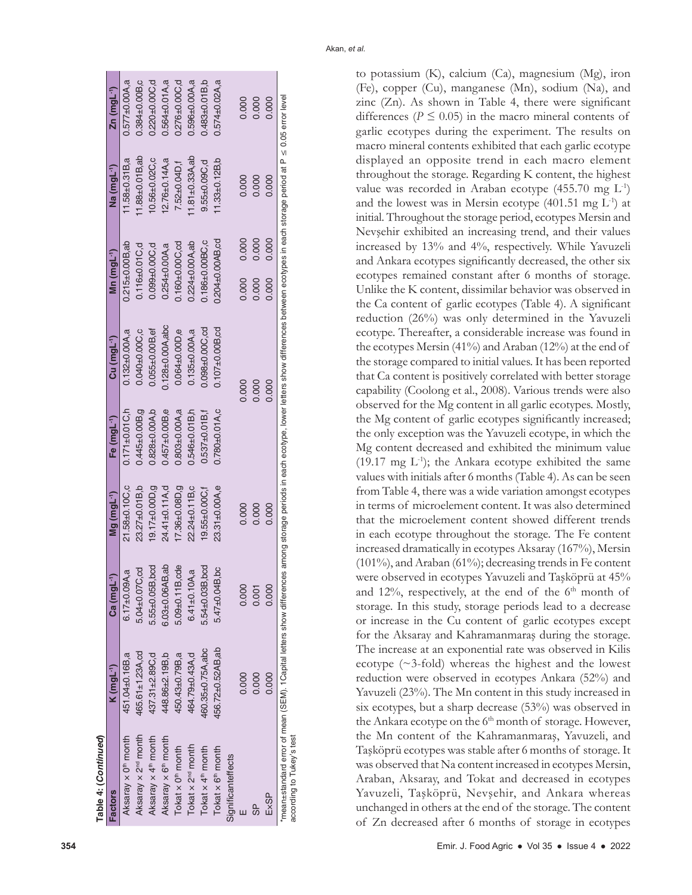**Table 4: (Continued)**

| Factors | K (mgL$^{-1}$) | Ca (mgL$^{-1}$) | Mg (mgL$^{-1}$) | Fe (mgL$^{-1}$) | Cu (mgL$^{-1}$) | Mn (mgL$^{-1}$) | Na (mgL$^{-1}$) | Zn (mgL$^{-1}$) |
|---|---|---|---|---|---|---|---|---|
| Aksaray × 0th month | 451.04±0.16B,a | 6.17±0.09A,a | 21.58±0.10C,c | 0.171±0.01C,h | 0.132±0.00A,a | 0.215±0.00B,ab | 11.58±0.31B,a | 0.577±0.00A,a |
| Aksaray × 2nd month | 465.61±1.23A,cd | 5.04±0.07C,cd | 23.27±0.01B,b | 0.445±0.00B,g | 0.040±0.00C,c | 0.116±0.01C,d | 11.88±0.01B,ab | 0.384±0.00B,c |
| Aksaray × 4th month | 437.31±2.89C,d | 5.55±0.05B,bcd | 19.17±0.00D,g | 0.828±0.00A,b | 0.055±0.00B,ef | 0.099±0.00C,d | 10.56±0.02C,c | 0.220±0.00C,d |
| Aksaray × 6th month | 448.86±2.19B,b | 6.03±0.06AB,ab | 24.41±0.11A,d | 0.457±0.00B,e | 0.128±0.00A,abc | 0.254±0.00A,a | 12.76±0.14A,a | 0.564±0.01A,a |
| Tokat × 0th month | 450.43±0.79B,a | 5.09±0.11B,cde | 17.36±0.08D,g | 0.803±0.00A,a | 0.064±0.00D,e | 0.160±0.00C,cd | 7.52±0.04D,f | 0.276±0.00C,d |
| Tokat × 2nd month | 464.79±0.43A,d | 6.41±0.10A,a | 22.24±0.11B,c | 0.546±0.01B,h | 0.135±0.00A,a | 0.224±0.00A,ab | 11.81±0.33A,ab | 0.596±0.00A,a |
| Tokat × 4th month | 460.35±0.75A,abc | 5.54±0.03B,bcd | 19.55±0.00C,f | 0.537±0.01B,f | 0.098±0.00C,cd | 0.186±0.00BC,c | 9.55±0.09C,d | 0.483±0.01B,b |
| Tokat × 6th month | 456.72±0.52AB,ab | 5.47±0.04B,bc | 23.31±0.00A,e | 0.780±0.01A,c | 0.107±0.00B,cd | 0.204±0.00AB,cd | 11.33±0.12B,b | 0.574±0.02A,a |
| Significant effects | | | | | | | | |
| E | 0.000 | 0.000 | 0.000 | | 0.000 | 0.000 0.000 | 0.000 | 0.000 |
| SP | 0.000 | 0.001 | 0.000 | | 0.000 | 0.000 0.000 | 0.000 | 0.000 |
| E×SP | 0.000 | 0.000 | 0.000 | | 0.000 | 0.000 0.000 | 0.000 | 0.000 |

*mean±standard error of mean (SEM). 1Capital letters show differences among storage periods in each ecotype, lower letters show differences between ecotypes in each storage period at P ≤ 0.05 error level according to Tukey's test

to potassium (K), calcium (Ca), magnesium (Mg), iron (Fe), copper (Cu), manganese (Mn), sodium (Na), and zinc (Zn). As shown in Table 4, there were significant differences ($P \leq 0.05$) in the macro mineral contents of garlic ecotypes during the experiment. The results on macro mineral contents exhibited that each garlic ecotype displayed an opposite trend in each macro element throughout the storage. Regarding K content, the highest value was recorded in Araban ecotype (455.70 mg L$^{-1}$) and the lowest was in Mersin ecotype (401.51 mg L$^{-1}$) at initial. Throughout the storage period, ecotypes Mersin and Nevşehir exhibited an increasing trend, and their values increased by 13% and 4%, respectively. While Yavuzeli and Ankara ecotypes significantly decreased, the other six ecotypes remained constant after 6 months of storage. Unlike the K content, dissimilar behavior was observed in the Ca content of garlic ecotypes (Table 4). A significant reduction (26%) was only determined in the Yavuzeli ecotype. Thereafter, a considerable increase was found in the ecotypes Mersin (41%) and Araban (12%) at the end of the storage compared to initial values. It has been reported that Ca content is positively correlated with better storage capability (Coolong et al., 2008). Various trends were also observed for the Mg content in all garlic ecotypes. Mostly, the Mg content of garlic ecotypes significantly increased; the only exception was the Yavuzeli ecotype, in which the Mg content decreased and exhibited the minimum value (19.17 mg L$^{-1}$); the Ankara ecotype exhibited the same values with initials after 6 months (Table 4). As can be seen from Table 4, there was a wide variation amongst ecotypes in terms of microelement content. It was also determined that the microelement content showed different trends in each ecotype throughout the storage. The Fe content increased dramatically in ecotypes Aksaray (167%), Mersin (101%), and Araban (61%); decreasing trends in Fe content were observed in ecotypes Yavuzeli and Taşköprü at 45% and 12%, respectively, at the end of the 6th month of storage. In this study, storage periods lead to a decrease or increase in the Cu content of garlic ecotypes except for the Aksaray and Kahramanmaraş during the storage. The increase at an exponential rate was observed in Kilis ecotype (~3-fold) whereas the highest and the lowest reduction were observed in ecotypes Ankara (52%) and Yavuzeli (23%). The Mn content in this study increased in six ecotypes, but a sharp decrease (53%) was observed in the Ankara ecotype on the 6th month of storage. However, the Mn content of the Kahramanmaraş, Yavuzeli, and Taşköprü ecotypes was stable after 6 months of storage. It was observed that Na content increased in ecotypes Mersin, Araban, Aksaray, and Tokat and decreased in ecotypes Yavuzeli, Taşköprü, Nevşehir, and Ankara whereas unchanged in others at the end of the storage. The content of Zn decreased after 6 months of storage in ecotypes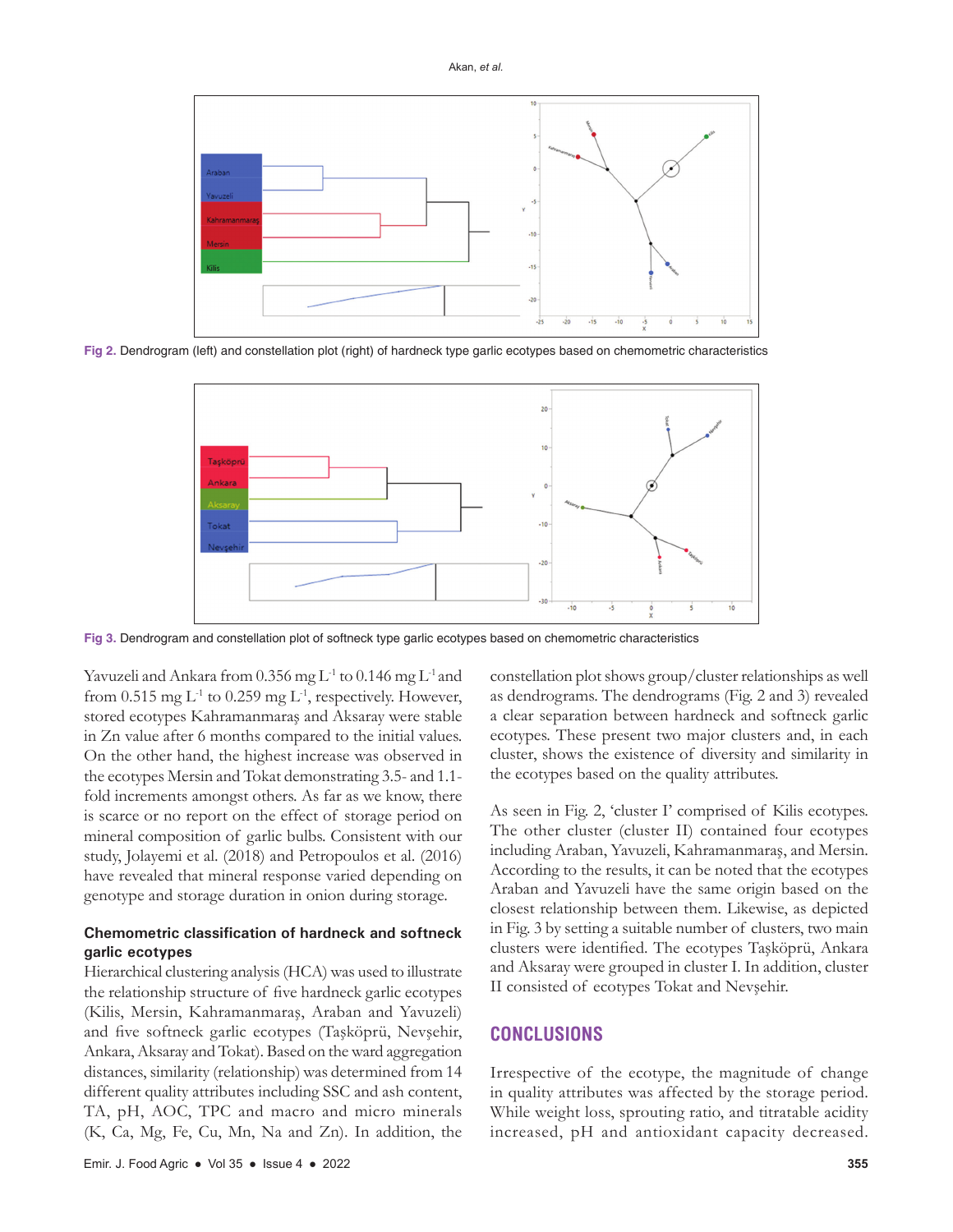Fig 2. Dendrogram (left) and constellation plot (right) of hardneck type garlic ecotypes based on chemometric characteristics

Fig 3. Dendrogram and constellation plot of softneck type garlic ecotypes based on chemometric characteristics

Yavuzeli and Ankara from 0.356 mg $L^{-1}$ to 0.146 mg $L^{-1}$ and from 0.515 mg $L^{-1}$ to 0.259 mg $L^{-1}$, respectively. However, stored ecotypes Kahramanmaraş and Aksaray were stable in Zn value after 6 months compared to the initial values. On the other hand, the highest increase was observed in the ecotypes Mersin and Tokat demonstrating 3.5- and 1.1-fold increments amongst others. As far as we know, there is scarce or no report on the effect of storage period on mineral composition of garlic bulbs. Consistent with our study, Jolayemi et al. (2018) and Petropoulos et al. (2016) have revealed that mineral response varied depending on genotype and storage duration in onion during storage.

### Chemometric classification of hardneck and softneck garlic ecotypes

Hierarchical clustering analysis (HCA) was used to illustrate the relationship structure of five hardneck garlic ecotypes (Kilis, Mersin, Kahramanmaraş, Araban and Yavuzeli) and five softneck garlic ecotypes (Taşköprü, Nevşehir, Ankara, Aksaray and Tokat). Based on the ward aggregation distances, similarity (relationship) was determined from 14 different quality attributes including SSC and ash content, TA, pH, AOC, TPC and macro and micro minerals (K, Ca, Mg, Fe, Cu, Mn, Na and Zn). In addition, the constellation plot shows group/cluster relationships as well as dendrograms. The dendrograms (Fig. 2 and 3) revealed a clear separation between hardneck and softneck garlic ecotypes. These present two major clusters and, in each cluster, shows the existence of diversity and similarity in the ecotypes based on the quality attributes.

As seen in Fig. 2, 'cluster I' comprised of Kilis ecotypes. The other cluster (cluster II) contained four ecotypes including Araban, Yavuzeli, Kahramanmaraş, and Mersin. According to the results, it can be noted that the ecotypes Araban and Yavuzeli have the same origin based on the closest relationship between them. Likewise, as depicted in Fig. 3 by setting a suitable number of clusters, two main clusters were identified. The ecotypes Taşköprü, Ankara and Aksaray were grouped in cluster I. In addition, cluster II consisted of ecotypes Tokat and Nevşehir.

## CONCLUSIONS

Irrespective of the ecotype, the magnitude of change in quality attributes was affected by the storage period. While weight loss, sprouting ratio, and titratable acidity increased, pH and antioxidant capacity decreased.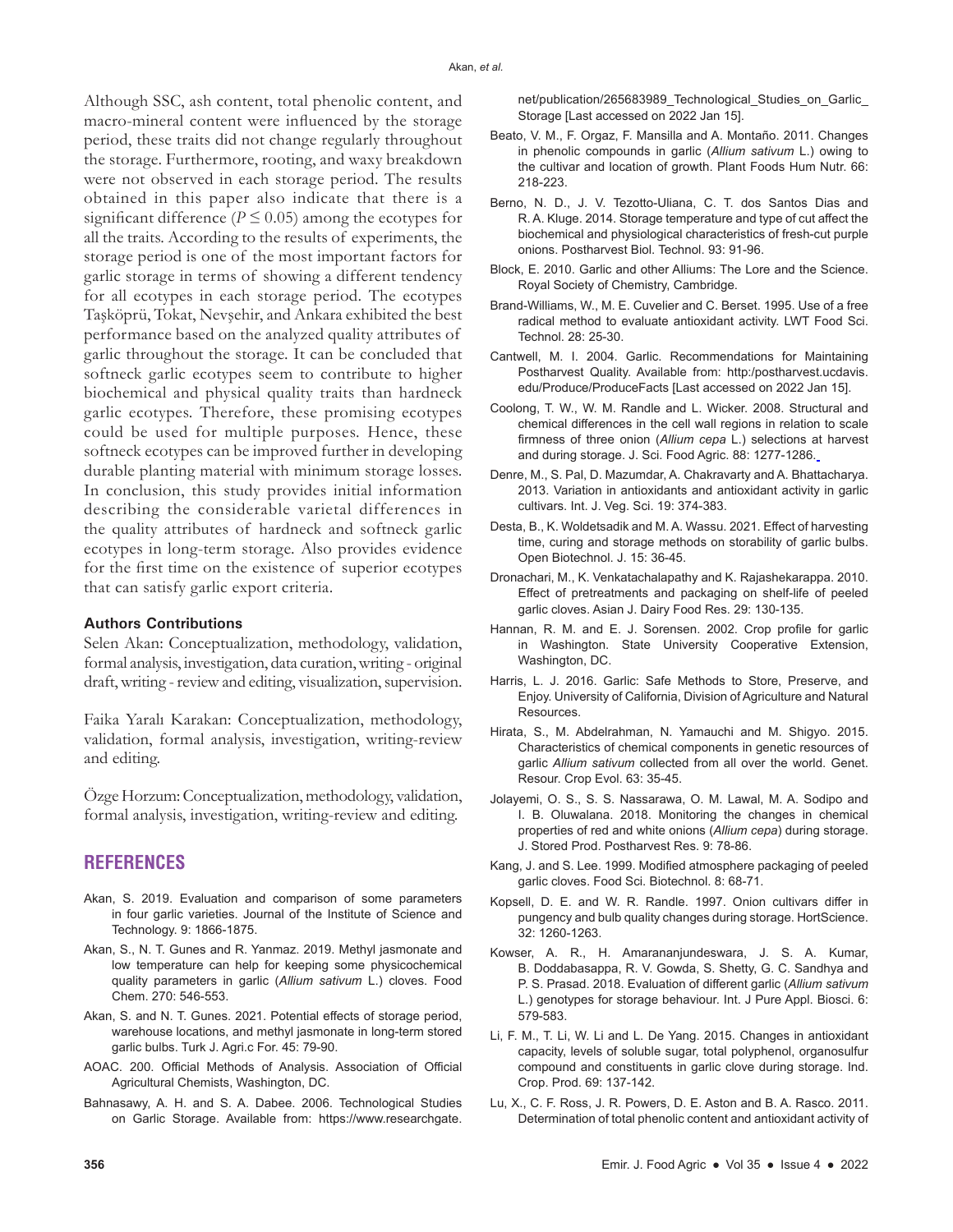Although SSC, ash content, total phenolic content, and macro-mineral content were influenced by the storage period, these traits did not change regularly throughout the storage. Furthermore, rooting, and waxy breakdown were not observed in each storage period. The results obtained in this paper also indicate that there is a significant difference ($P \leq 0.05$) among the ecotypes for all the traits. According to the results of experiments, the storage period is one of the most important factors for garlic storage in terms of showing a different tendency for all ecotypes in each storage period. The ecotypes Taşköprü, Tokat, Nevşehir, and Ankara exhibited the best performance based on the analyzed quality attributes of garlic throughout the storage. It can be concluded that softneck garlic ecotypes seem to contribute to higher biochemical and physical quality traits than hardneck garlic ecotypes. Therefore, these promising ecotypes could be used for multiple purposes. Hence, these softneck ecotypes can be improved further in developing durable planting material with minimum storage losses. In conclusion, this study provides initial information describing the considerable varietal differences in the quality attributes of hardneck and softneck garlic ecotypes in long-term storage. Also provides evidence for the first time on the existence of superior ecotypes that can satisfy garlic export criteria.

### Authors Contributions

Selen Akan: Conceptualization, methodology, validation, formal analysis, investigation, data curation, writing - original draft, writing - review and editing, visualization, supervision.

Faika Yaralı Karakan: Conceptualization, methodology, validation, formal analysis, investigation, writing-review and editing.

Özge Horzum: Conceptualization, methodology, validation, formal analysis, investigation, writing-review and editing.

## REFERENCES

- Akan, S. 2019. Evaluation and comparison of some parameters in four garlic varieties. Journal of the Institute of Science and Technology. 9: 1866-1875.
- Akan, S., N. T. Gunes and R. Yanmaz. 2019. Methyl jasmonate and low temperature can help for keeping some physicochemical quality parameters in garlic (*Allium sativum* L.) cloves. Food Chem. 270: 546-553.
- Akan, S. and N. T. Gunes. 2021. Potential effects of storage period, warehouse locations, and methyl jasmonate in long-term stored garlic bulbs. Turk J. Agri.c For. 45: 79-90.
- AOAC. 200. Official Methods of Analysis. Association of Official Agricultural Chemists, Washington, DC.
- Bahnasawy, A. H. and S. A. Dabee. 2006. Technological Studies on Garlic Storage. Available from: https://www.researchgate.net/publication/265683989_Technological_Studies_on_Garlic_Storage [Last accessed on 2022 Jan 15].
- Beato, V. M., F. Orgaz, F. Mansilla and A. Montaño. 2011. Changes in phenolic compounds in garlic (*Allium sativum* L.) owing to the cultivar and location of growth. Plant Foods Hum Nutr. 66: 218-223.
- Berno, N. D., J. V. Tezotto-Uliana, C. T. dos Santos Dias and R. A. Kluge. 2014. Storage temperature and type of cut affect the biochemical and physiological characteristics of fresh-cut purple onions. Postharvest Biol. Technol. 93: 91-96.
- Block, E. 2010. Garlic and other Alliums: The Lore and the Science. Royal Society of Chemistry, Cambridge.
- Brand-Williams, W., M. E. Cuvelier and C. Berset. 1995. Use of a free radical method to evaluate antioxidant activity. LWT Food Sci. Technol. 28: 25-30.
- Cantwell, M. I. 2004. Garlic. Recommendations for Maintaining Postharvest Quality. Available from: http:/postharvest.ucdavis.edu/Produce/ProduceFacts [Last accessed on 2022 Jan 15].
- Coolong, T. W., W. M. Randle and L. Wicker. 2008. Structural and chemical differences in the cell wall regions in relation to scale firmness of three onion (*Allium cepa* L.) selections at harvest and during storage. J. Sci. Food Agric. 88: 1277-1286.
- Denre, M., S. Pal, D. Mazumdar, A. Chakravarty and A. Bhattacharya. 2013. Variation in antioxidants and antioxidant activity in garlic cultivars. Int. J. Veg. Sci. 19: 374-383.
- Desta, B., K. Woldetsadik and M. A. Wassu. 2021. Effect of harvesting time, curing and storage methods on storability of garlic bulbs. Open Biotechnol. J. 15: 36-45.
- Dronachari, M., K. Venkatachalapathy and K. Rajashekarappa. 2010. Effect of pretreatments and packaging on shelf-life of peeled garlic cloves. Asian J. Dairy Food Res. 29: 130-135.
- Hannan, R. M. and E. J. Sorensen. 2002. Crop profile for garlic in Washington. State University Cooperative Extension, Washington, DC.
- Harris, L. J. 2016. Garlic: Safe Methods to Store, Preserve, and Enjoy. University of California, Division of Agriculture and Natural Resources.
- Hirata, S., M. Abdelrahman, N. Yamauchi and M. Shigyo. 2015. Characteristics of chemical components in genetic resources of garlic *Allium sativum* collected from all over the world. Genet. Resour. Crop Evol. 63: 35-45.
- Jolayemi, O. S., S. S. Nassarawa, O. M. Lawal, M. A. Sodipo and I. B. Oluwalana. 2018. Monitoring the changes in chemical properties of red and white onions (*Allium cepa*) during storage. J. Stored Prod. Postharvest Res. 9: 78-86.
- Kang, J. and S. Lee. 1999. Modified atmosphere packaging of peeled garlic cloves. Food Sci. Biotechnol. 8: 68-71.
- Kopsell, D. E. and W. R. Randle. 1997. Onion cultivars differ in pungency and bulb quality changes during storage. HortScience. 32: 1260-1263.
- Kowser, A. R., H. Amaranjundeswara, J. S. A. Kumar, B. Doddabasappa, R. V. Gowda, S. Shetty, G. C. Sandhya and P. S. Prasad. 2018. Evaluation of different garlic (*Allium sativum* L.) genotypes for storage behaviour. Int. J Pure Appl. Biosci. 6: 579-583.
- Li, F. M., T. Li, W. Li and L. De Yang. 2015. Changes in antioxidant capacity, levels of soluble sugar, total polyphenol, organosulfur compound and constituents in garlic clove during storage. Ind. Crop. Prod. 69: 137-142.
- Lu, X., C. F. Ross, J. R. Powers, D. E. Aston and B. A. Rasco. 2011. Determination of total phenolic content and antioxidant activity of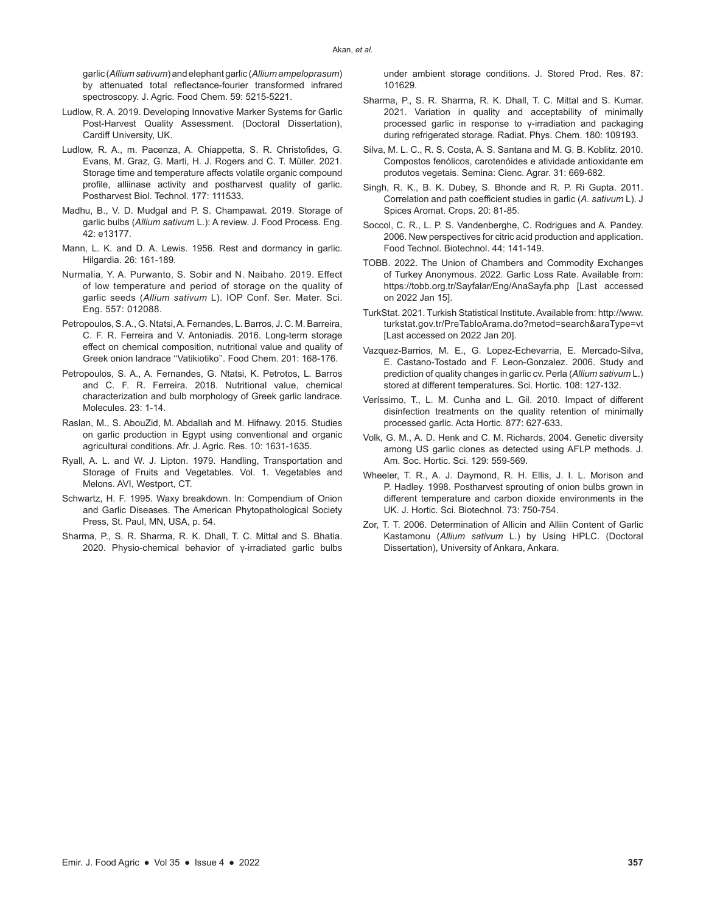garlic (*Allium sativum*) and elephant garlic (*Allium ampeloprasum*) by attenuated total reflectance-fourier transformed infrared spectroscopy. J. Agric. Food Chem. 59: 5215-5221.

Ludlow, R. A. 2019. Developing Innovative Marker Systems for Garlic Post-Harvest Quality Assessment. (Doctoral Dissertation), Cardiff University, UK.

Ludlow, R. A., m. Pacenza, A. Chiappetta, S. R. Christofides, G. Evans, M. Graz, G. Marti, H. J. Rogers and C. T. Müller. 2021. Storage time and temperature affects volatile organic compound profile, alliinase activity and postharvest quality of garlic. Postharvest Biol. Technol. 177: 111533.

Madhu, B., V. D. Mudgal and P. S. Champawat. 2019. Storage of garlic bulbs (*Allium sativum* L.): A review. J. Food Process. Eng. 42: e13177.

Mann, L. K. and D. A. Lewis. 1956. Rest and dormancy in garlic. Hilgardia. 26: 161-189.

Nurmalia, Y. A. Purwanto, S. Sobir and N. Naibaho. 2019. Effect of low temperature and period of storage on the quality of garlic seeds (*Allium sativum* L). IOP Conf. Ser. Mater. Sci. Eng. 557: 012088.

Petropoulos, S. A., G. Ntatsi, A. Fernandes, L. Barros, J. C. M. Barreira, C. F. R. Ferreira and V. Antoniadis. 2016. Long-term storage effect on chemical composition, nutritional value and quality of Greek onion landrace ''Vatikiotiko''. Food Chem. 201: 168-176.

Petropoulos, S. A., A. Fernandes, G. Ntatsi, K. Petrotos, L. Barros and C. F. R. Ferreira. 2018. Nutritional value, chemical characterization and bulb morphology of Greek garlic landrace. Molecules. 23: 1-14.

Raslan, M., S. AbouZid, M. Abdallah and M. Hifnawy. 2015. Studies on garlic production in Egypt using conventional and organic agricultural conditions. Afr. J. Agric. Res. 10: 1631-1635.

Ryall, A. L. and W. J. Lipton. 1979. Handling, Transportation and Storage of Fruits and Vegetables. Vol. 1. Vegetables and Melons. AVI, Westport, CT.

Schwartz, H. F. 1995. Waxy breakdown. In: Compendium of Onion and Garlic Diseases. The American Phytopathological Society Press, St. Paul, MN, USA, p. 54.

Sharma, P., S. R. Sharma, R. K. Dhall, T. C. Mittal and S. Bhatia. 2020. Physio-chemical behavior of γ-irradiated garlic bulbs under ambient storage conditions. J. Stored Prod. Res. 87: 101629.

Sharma, P., S. R. Sharma, R. K. Dhall, T. C. Mittal and S. Kumar. 2021. Variation in quality and acceptability of minimally processed garlic in response to γ-irradiation and packaging during refrigerated storage. Radiat. Phys. Chem. 180: 109193.

Silva, M. L. C., R. S. Costa, A. S. Santana and M. G. B. Koblitz. 2010. Compostos fenólicos, carotenóides e atividade antioxidante em produtos vegetais. Semina: Cienc. Agrar. 31: 669-682.

Singh, R. K., B. K. Dubey, S. Bhonde and R. P. Ri Gupta. 2011. Correlation and path coefficient studies in garlic (*A. sativum* L). J Spices Aromat. Crops. 20: 81-85.

Soccol, C. R., L. P. S. Vandenberghe, C. Rodrigues and A. Pandey. 2006. New perspectives for citric acid production and application. Food Technol. Biotechnol. 44: 141-149.

TOBB. 2022. The Union of Chambers and Commodity Exchanges of Turkey Anonymous. 2022. Garlic Loss Rate. Available from: https://tobb.org.tr/Sayfalar/Eng/AnaSayfa.php [Last accessed on 2022 Jan 15].

TurkStat. 2021. Turkish Statistical Institute. Available from: http://www.turkstat.gov.tr/PreTabloArama.do?metod=search&araType=vt [Last accessed on 2022 Jan 20].

Vazquez-Barrios, M. E., G. Lopez-Echevarria, E. Mercado-Silva, E. Castano-Tostado and F. Leon-Gonzalez. 2006. Study and prediction of quality changes in garlic cv. Perla (*Allium sativum* L.) stored at different temperatures. Sci. Hortic. 108: 127-132.

Veríssimo, T., L. M. Cunha and L. Gil. 2010. Impact of different disinfection treatments on the quality retention of minimally processed garlic. Acta Hortic. 877: 627-633.

Volk, G. M., A. D. Henk and C. M. Richards. 2004. Genetic diversity among US garlic clones as detected using AFLP methods. J. Am. Soc. Hortic. Sci. 129: 559-569.

Wheeler, T. R., A. J. Daymond, R. H. Ellis, J. I. L. Morison and P. Hadley. 1998. Postharvest sprouting of onion bulbs grown in different temperature and carbon dioxide environments in the UK. J. Hortic. Sci. Biotechnol. 73: 750-754.

Zor, T. T. 2006. Determination of Allicin and Alliin Content of Garlic Kastamonu (*Allium sativum* L.) by Using HPLC. (Doctoral Dissertation), University of Ankara, Ankara.